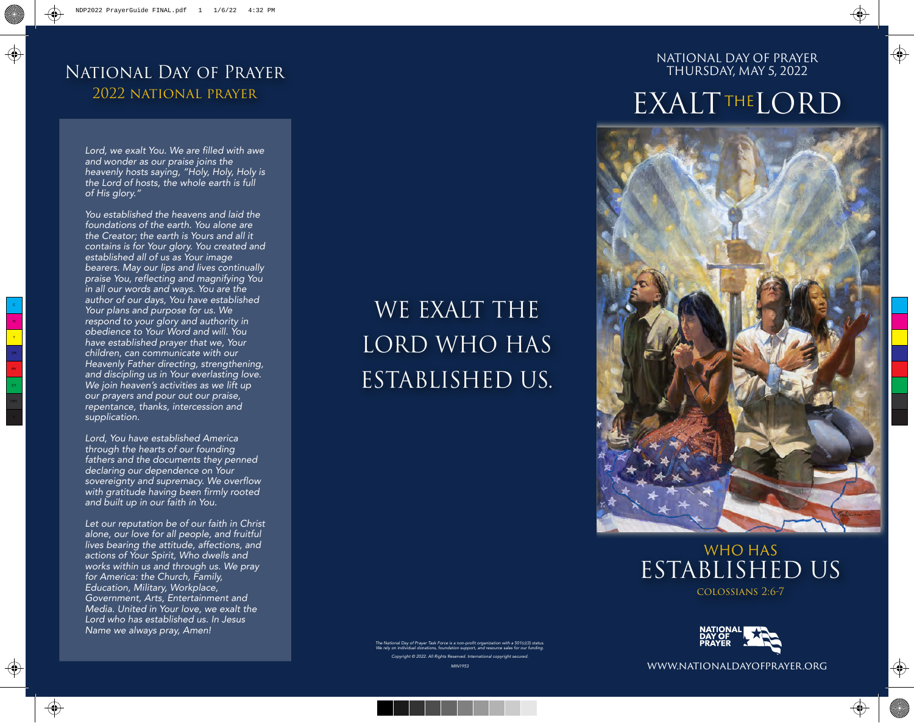# National Day of Prayer

## 2022 National Prayer

*Lord, we exalt You. We are filled with awe and wonder as our praise joins the heavenly hosts saying, "Holy, Holy, Holy is the Lord of hosts, the whole earth is full of His glory."*

*You established the heavens and laid the foundations of the earth. You alone are the Creator; the earth is Yours and all it contains is for Your glory. You created and established all of us as Your image bearers. May our lips and lives continually praise You, reflecting and magnifying You in all our words and ways. You are the author of our days, You have established Your plans and purpose for us. We respond to your glory and authority in obedience to Your Word and will. You have established prayer that we, Your children, can communicate with our Heavenly Father directing, strengthening, and discipling us in Your everlasting love. We join heaven's activities as we lift up our prayers and pour out our praise, repentance, thanks, intercession and supplication.*

*Lord, You have established America through the hearts of our founding fathers and the documents they penned declaring our dependence on Your sovereignty and supremacy. We overflow with gratitude having been firmly rooted and built up in our faith in You.*

*Let our reputation be of our faith in Christ alone, our love for all people, and fruitful lives bearing the attitude, affections, and actions of Your Spirit, Who dwells and works within us and through us. We pray for America: the Church, Family, Education, Military, Workplace, Government, Arts, Entertainment and Media. United in Your love, we exalt the Lord who has established us. In Jesus Name we always pray, Amen!*

WE EXALT THE LORD WHO HAS ESTABLISHED US.

*The National Day of Prayer Task Force is a non-profit organization with a 501(c)(3) status. We rely on individual donations, foundation support, and resource sales for our funding.*

*Copyright © 2022. All Rights Reserved. International copyright secured.*

MIN1953

NATIONAL DAY OF PRAYER
THURSDAY, MAY 5, 2022

# EXALT THE LORD

## WHO HAS ESTABLISHED US

COLOSSIANS 2:6-7

NATIONAL DAY OF PRAYER

WWW.NATIONALDAYOFPRAYER.ORG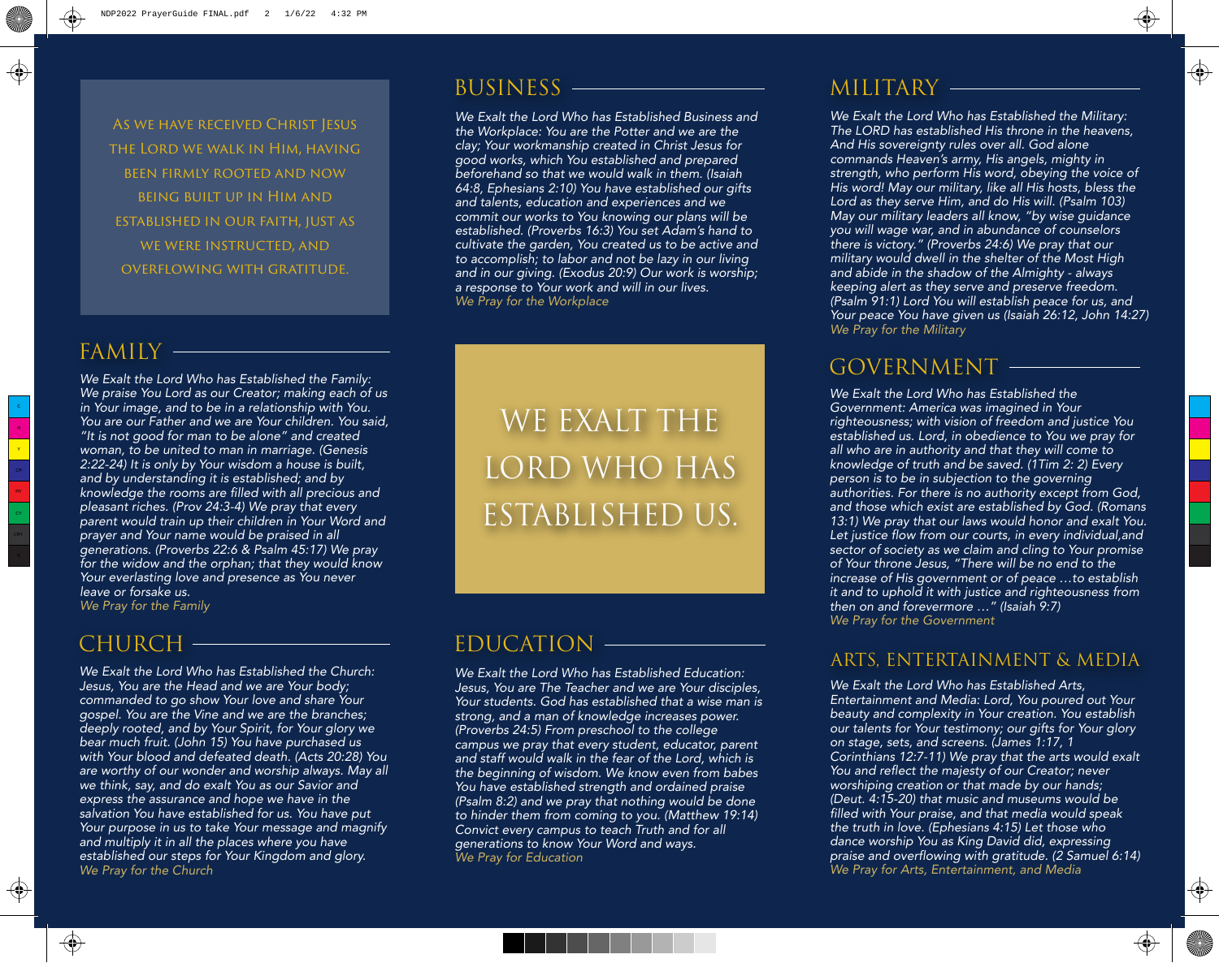As we have received Christ Jesus the Lord we walk in Him, having been firmly rooted and now being built up in Him and established in our faith, just as we were instructed, and overflowing with gratitude.

## FAMILY

*We Exalt the Lord Who has Established the Family: We praise You Lord as our Creator; making each of us in Your image, and to be in a relationship with You. You are our Father and we are Your children. You said, "It is not good for man to be alone" and created woman, to be united to man in marriage. (Genesis 2:22-24) It is only by Your wisdom a house is built, and by understanding it is established; and by knowledge the rooms are filled with all precious and pleasant riches. (Prov 24:3-4) We pray that every parent would train up their children in Your Word and prayer and Your name would be praised in all generations. (Proverbs 22:6 & Psalm 45:17) We pray for the widow and the orphan; that they would know Your everlasting love and presence as You never leave or forsake us.*

*We Pray for the Family*

## CHURCH

*We Exalt the Lord Who has Established the Church: Jesus, You are the Head and we are Your body; commanded to go show Your love and share Your gospel. You are the Vine and we are the branches; deeply rooted, and by Your Spirit, for Your glory we bear much fruit. (John 15) You have purchased us with Your blood and defeated death. (Acts 20:28) You are worthy of our wonder and worship always. May all we think, say, and do exalt You as our Savior and express the assurance and hope we have in the salvation You have established for us. You have put Your purpose in us to take Your message and magnify and multiply it in all the places where you have established our steps for Your Kingdom and glory.*

*We Pray for the Church*

## BUSINESS

*We Exalt the Lord Who has Established Business and the Workplace: You are the Potter and we are the clay; Your workmanship created in Christ Jesus for good works, which You established and prepared beforehand so that we would walk in them. (Isaiah 64:8, Ephesians 2:10) You have established our gifts and talents, education and experiences and we commit our works to You knowing our plans will be established. (Proverbs 16:3) You set Adam's hand to cultivate the garden, You created us to be active and to accomplish; to labor and not be lazy in our living and in our giving. (Exodus 20:9) Our work is worship; a response to Your work and will in our lives.*

*We Pray for the Workplace*

WE EXALT THE LORD WHO HAS ESTABLISHED US.

## EDUCATION

*We Exalt the Lord Who has Established Education: Jesus, You are The Teacher and we are Your disciples, Your students. God has established that a wise man is strong, and a man of knowledge increases power. (Proverbs 24:5) From preschool to the college campus we pray that every student, educator, parent and staff would walk in the fear of the Lord, which is the beginning of wisdom. We know even from babes You have established strength and ordained praise (Psalm 8:2) and we pray that nothing would be done to hinder them from coming to you. (Matthew 19:14) Convict every campus to teach Truth and for all generations to know Your Word and ways.*

*We Pray for Education*

## MILITARY

*We Exalt the Lord Who has Established the Military: The LORD has established His throne in the heavens, And His sovereignty rules over all. God alone commands Heaven's army, His angels, mighty in strength, who perform His word, obeying the voice of His word! May our military, like all His hosts, bless the Lord as they serve Him, and do His will. (Psalm 103) May our military leaders all know, "by wise guidance you will wage war, and in abundance of counselors there is victory." (Proverbs 24:6) We pray that our military would dwell in the shelter of the Most High and abide in the shadow of the Almighty - always keeping alert as they serve and preserve freedom. (Psalm 91:1) Lord You will establish peace for us, and Your peace You have given us (Isaiah 26:12, John 14:27)*

*We Pray for the Military*

## GOVERNMENT

*We Exalt the Lord Who has Established the Government: America was imagined in Your righteousness; with vision of freedom and justice You established us. Lord, in obedience to You we pray for all who are in authority and that they will come to knowledge of truth and be saved. (1Tim 2: 2) Every person is to be in subjection to the governing authorities. For there is no authority except from God, and those which exist are established by God. (Romans 13:1) We pray that our laws would honor and exalt You. Let justice flow from our courts, in every individual,and sector of society as we claim and cling to Your promise of Your throne Jesus, "There will be no end to the increase of His government or of peace …to establish it and to uphold it with justice and righteousness from then on and forevermore …" (Isaiah 9:7)*

*We Pray for the Government*

## ARTS, ENTERTAINMENT & MEDIA

*We Exalt the Lord Who has Established Arts, Entertainment and Media: Lord, You poured out Your beauty and complexity in Your creation. You establish our talents for Your testimony; our gifts for Your glory on stage, sets, and screens. (James 1:17, 1 Corinthians 12:7-11) We pray that the arts would exalt You and reflect the majesty of our Creator; never worshiping creation or that made by our hands; (Deut. 4:15-20) that music and museums would be filled with Your praise, and that media would speak the truth in love. (Ephesians 4:15) Let those who dance worship You as King David did, expressing praise and overflowing with gratitude. (2 Samuel 6:14)*

*We Pray for Arts, Entertainment, and Media*